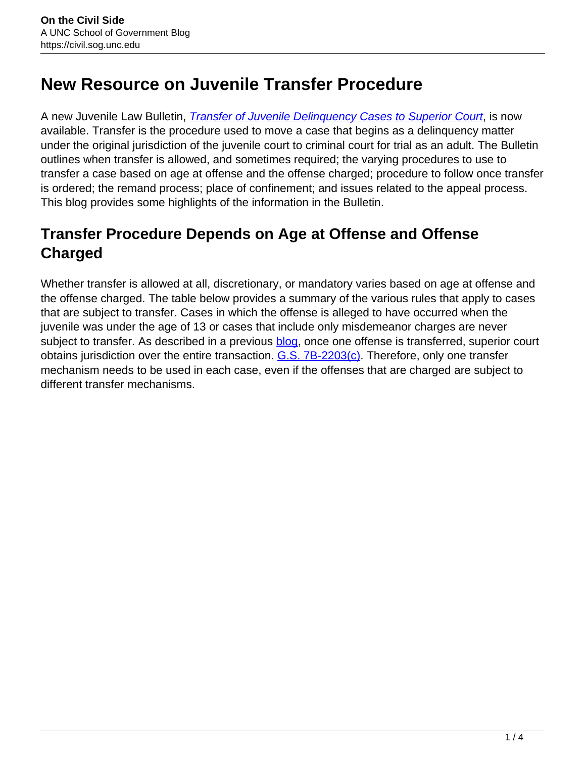# New Resource on Juvenile Transfer Procedure

A new Juvenile Law Bulletin, *Transfer of Juvenile Delinquency Cases to Superior Court*, is now available. Transfer is the procedure used to move a case that begins as a delinquency matter under the original jurisdiction of the juvenile court to criminal court for trial as an adult. The Bulletin outlines when transfer is allowed, and sometimes required; the varying procedures to use to transfer a case based on age at offense and the offense charged; procedure to follow once transfer is ordered; the remand process; place of confinement; and issues related to the appeal process. This blog provides some highlights of the information in the Bulletin.

## Transfer Procedure Depends on Age at Offense and Offense Charged

Whether transfer is allowed at all, discretionary, or mandatory varies based on age at offense and the offense charged. The table below provides a summary of the various rules that apply to cases that are subject to transfer. Cases in which the offense is alleged to have occurred when the juvenile was under the age of 13 or cases that include only misdemeanor charges are never subject to transfer. As described in a previous blog, once one offense is transferred, superior court obtains jurisdiction over the entire transaction. G.S. 7B-2203(c). Therefore, only one transfer mechanism needs to be used in each case, even if the offenses that are charged are subject to different transfer mechanisms.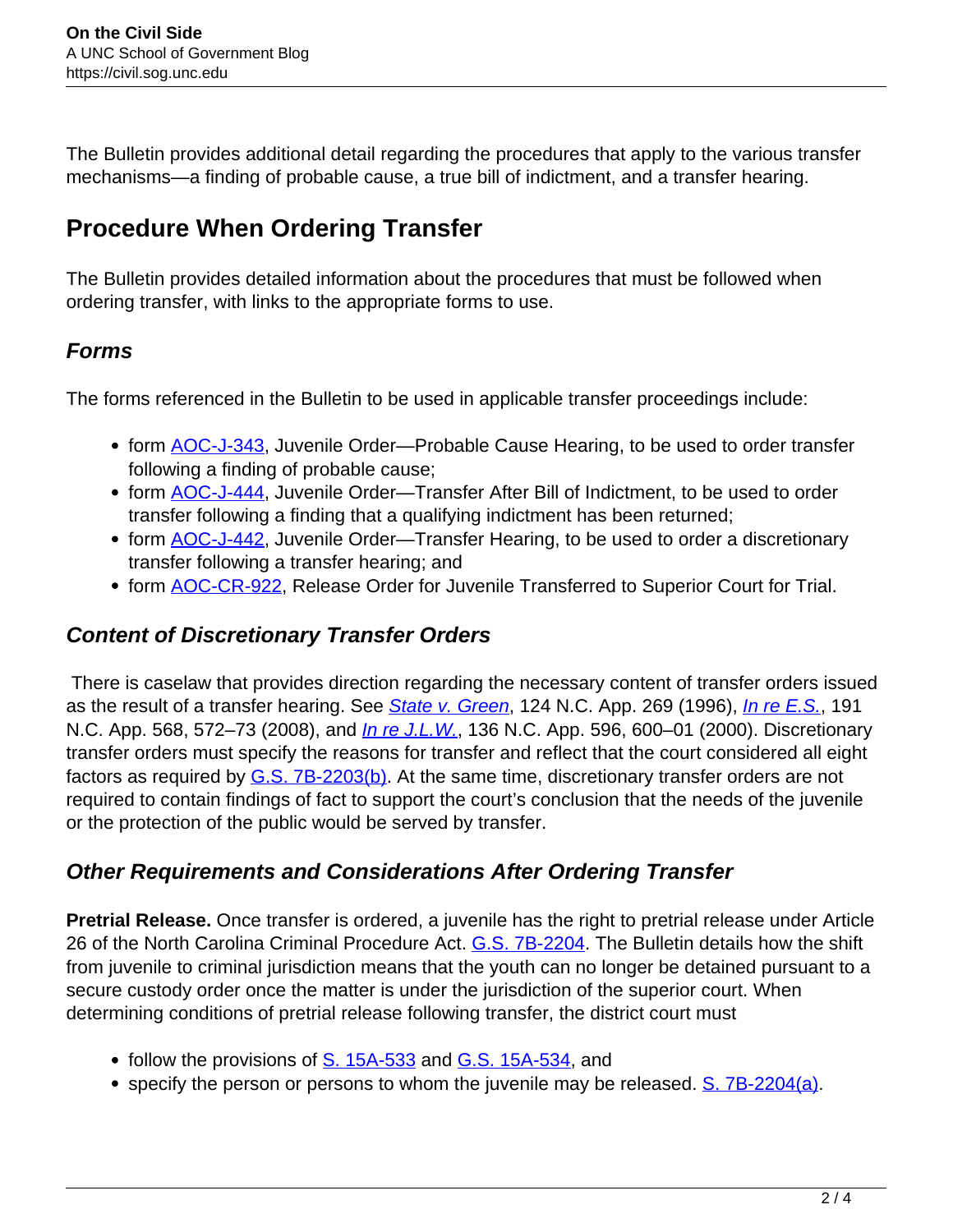The Bulletin provides additional detail regarding the procedures that apply to the various transfer mechanisms—a finding of probable cause, a true bill of indictment, and a transfer hearing.

## Procedure When Ordering Transfer

The Bulletin provides detailed information about the procedures that must be followed when ordering transfer, with links to the appropriate forms to use.

### *Forms*

The forms referenced in the Bulletin to be used in applicable transfer proceedings include:

- form AOC-J-343, Juvenile Order—Probable Cause Hearing, to be used to order transfer following a finding of probable cause;
- form AOC-J-444, Juvenile Order—Transfer After Bill of Indictment, to be used to order transfer following a finding that a qualifying indictment has been returned;
- form AOC-J-442, Juvenile Order—Transfer Hearing, to be used to order a discretionary transfer following a transfer hearing; and
- form AOC-CR-922, Release Order for Juvenile Transferred to Superior Court for Trial.

### *Content of Discretionary Transfer Orders*

There is caselaw that provides direction regarding the necessary content of transfer orders issued as the result of a transfer hearing. See *State v. Green*, 124 N.C. App. 269 (1996), *In re E.S.*, 191 N.C. App. 568, 572–73 (2008), and *In re J.L.W.*, 136 N.C. App. 596, 600–01 (2000). Discretionary transfer orders must specify the reasons for transfer and reflect that the court considered all eight factors as required by G.S. 7B-2203(b). At the same time, discretionary transfer orders are not required to contain findings of fact to support the court's conclusion that the needs of the juvenile or the protection of the public would be served by transfer.

### *Other Requirements and Considerations After Ordering Transfer*

**Pretrial Release.** Once transfer is ordered, a juvenile has the right to pretrial release under Article 26 of the North Carolina Criminal Procedure Act. G.S. 7B-2204. The Bulletin details how the shift from juvenile to criminal jurisdiction means that the youth can no longer be detained pursuant to a secure custody order once the matter is under the jurisdiction of the superior court. When determining conditions of pretrial release following transfer, the district court must

- follow the provisions of S. 15A-533 and G.S. 15A-534, and
- specify the person or persons to whom the juvenile may be released. S. 7B-2204(a).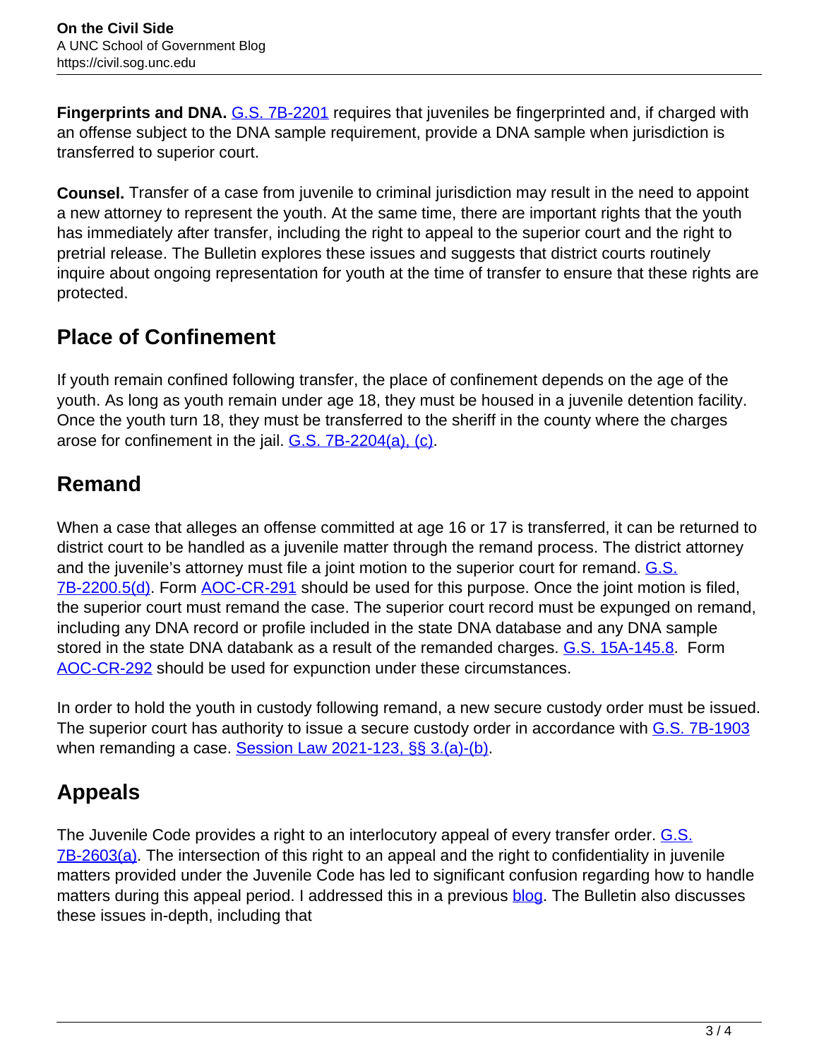**Fingerprints and DNA.** G.S. 7B-2201 requires that juveniles be fingerprinted and, if charged with an offense subject to the DNA sample requirement, provide a DNA sample when jurisdiction is transferred to superior court.

**Counsel.** Transfer of a case from juvenile to criminal jurisdiction may result in the need to appoint a new attorney to represent the youth. At the same time, there are important rights that the youth has immediately after transfer, including the right to appeal to the superior court and the right to pretrial release. The Bulletin explores these issues and suggests that district courts routinely inquire about ongoing representation for youth at the time of transfer to ensure that these rights are protected.

## Place of Confinement

If youth remain confined following transfer, the place of confinement depends on the age of the youth. As long as youth remain under age 18, they must be housed in a juvenile detention facility. Once the youth turn 18, they must be transferred to the sheriff in the county where the charges arose for confinement in the jail. G.S. 7B-2204(a), (c).

## Remand

When a case that alleges an offense committed at age 16 or 17 is transferred, it can be returned to district court to be handled as a juvenile matter through the remand process. The district attorney and the juvenile's attorney must file a joint motion to the superior court for remand. G.S. 7B-2200.5(d). Form AOC-CR-291 should be used for this purpose. Once the joint motion is filed, the superior court must remand the case. The superior court record must be expunged on remand, including any DNA record or profile included in the state DNA database and any DNA sample stored in the state DNA databank as a result of the remanded charges. G.S. 15A-145.8. Form AOC-CR-292 should be used for expunction under these circumstances.

In order to hold the youth in custody following remand, a new secure custody order must be issued. The superior court has authority to issue a secure custody order in accordance with G.S. 7B-1903 when remanding a case. Session Law 2021-123, §§ 3.(a)-(b).

## Appeals

The Juvenile Code provides a right to an interlocutory appeal of every transfer order. G.S. 7B-2603(a). The intersection of this right to an appeal and the right to confidentiality in juvenile matters provided under the Juvenile Code has led to significant confusion regarding how to handle matters during this appeal period. I addressed this in a previous blog. The Bulletin also discusses these issues in-depth, including that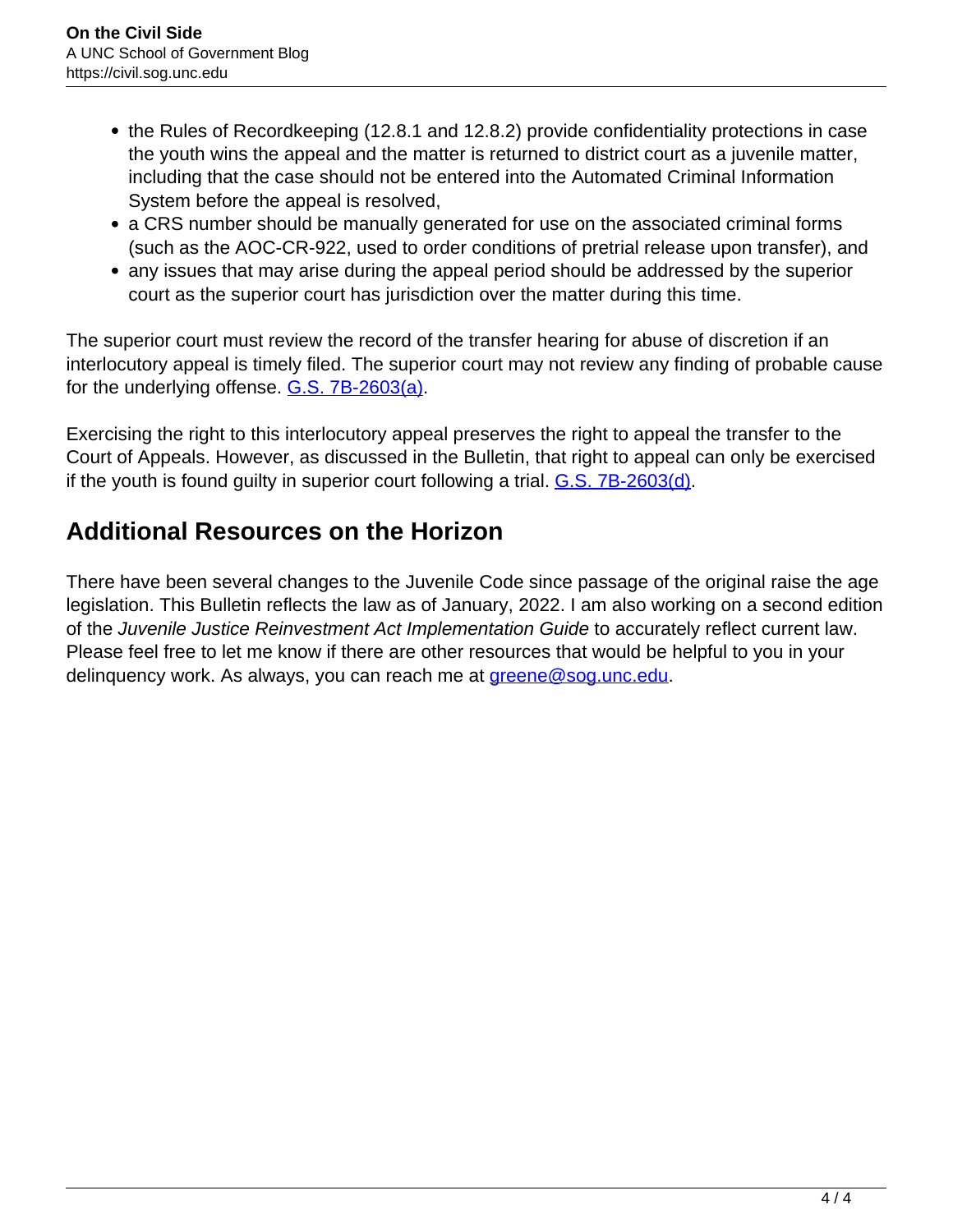- the Rules of Recordkeeping (12.8.1 and 12.8.2) provide confidentiality protections in case the youth wins the appeal and the matter is returned to district court as a juvenile matter, including that the case should not be entered into the Automated Criminal Information System before the appeal is resolved,
- a CRS number should be manually generated for use on the associated criminal forms (such as the AOC-CR-922, used to order conditions of pretrial release upon transfer), and
- any issues that may arise during the appeal period should be addressed by the superior court as the superior court has jurisdiction over the matter during this time.

The superior court must review the record of the transfer hearing for abuse of discretion if an interlocutory appeal is timely filed. The superior court may not review any finding of probable cause for the underlying offense. G.S. 7B-2603(a).

Exercising the right to this interlocutory appeal preserves the right to appeal the transfer to the Court of Appeals. However, as discussed in the Bulletin, that right to appeal can only be exercised if the youth is found guilty in superior court following a trial. G.S. 7B-2603(d).

## Additional Resources on the Horizon

There have been several changes to the Juvenile Code since passage of the original raise the age legislation. This Bulletin reflects the law as of January, 2022. I am also working on a second edition of the *Juvenile Justice Reinvestment Act Implementation Guide* to accurately reflect current law. Please feel free to let me know if there are other resources that would be helpful to you in your delinquency work. As always, you can reach me at greene@sog.unc.edu.